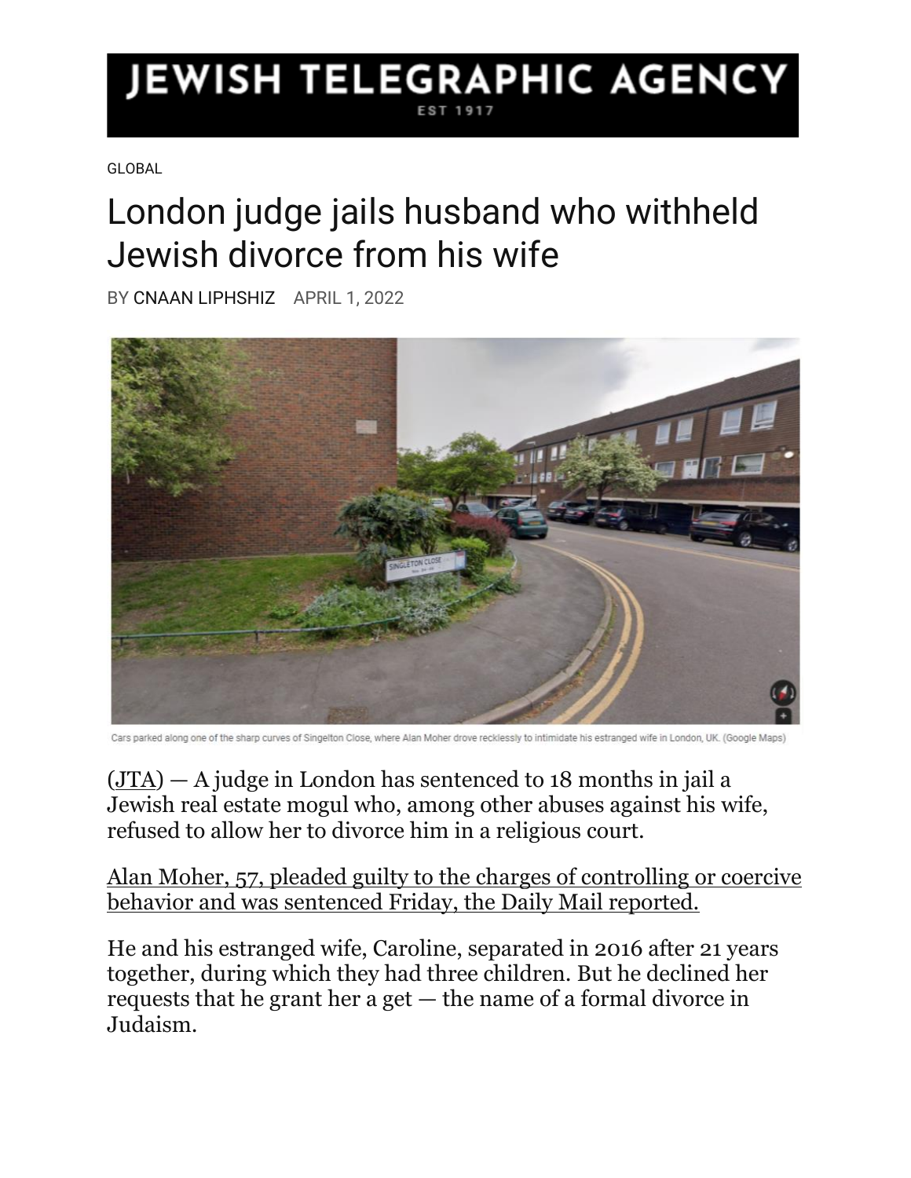JEWISH TELEGRAPHIC AGENCY
EST 1917

GLOBAL

# London judge jails husband who withheld Jewish divorce from his wife

BY CNAAN LIPHSHIZ APRIL 1, 2022

Cars parked along one of the sharp curves of Singelton Close, where Alan Moher drove recklessly to intimidate his estranged wife in London, UK. (Google Maps)

(JTA) — A judge in London has sentenced to 18 months in jail a Jewish real estate mogul who, among other abuses against his wife, refused to allow her to divorce him in a religious court.

Alan Moher, 57, pleaded guilty to the charges of controlling or coercive behavior and was sentenced Friday, the Daily Mail reported.

He and his estranged wife, Caroline, separated in 2016 after 21 years together, during which they had three children. But he declined her requests that he grant her a get — the name of a formal divorce in Judaism.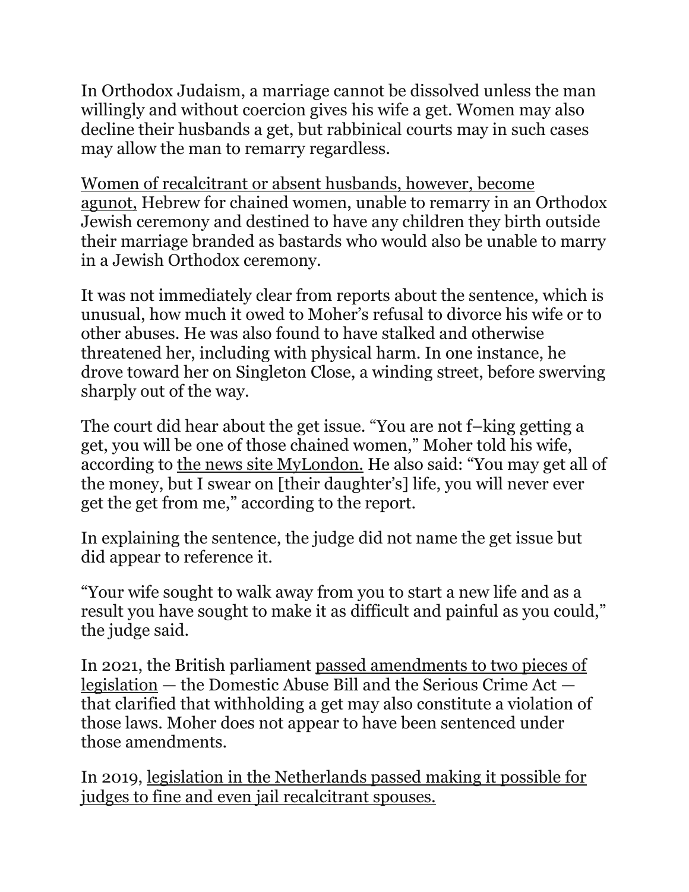In Orthodox Judaism, a marriage cannot be dissolved unless the man willingly and without coercion gives his wife a get. Women may also decline their husbands a get, but rabbinical courts may in such cases may allow the man to remarry regardless.

Women of recalcitrant or absent husbands, however, become agunot, Hebrew for chained women, unable to remarry in an Orthodox Jewish ceremony and destined to have any children they birth outside their marriage branded as bastards who would also be unable to marry in a Jewish Orthodox ceremony.

It was not immediately clear from reports about the sentence, which is unusual, how much it owed to Moher's refusal to divorce his wife or to other abuses. He was also found to have stalked and otherwise threatened her, including with physical harm. In one instance, he drove toward her on Singleton Close, a winding street, before swerving sharply out of the way.

The court did hear about the get issue. "You are not f–king getting a get, you will be one of those chained women," Moher told his wife, according to the news site MyLondon. He also said: "You may get all of the money, but I swear on [their daughter's] life, you will never ever get the get from me," according to the report.

In explaining the sentence, the judge did not name the get issue but did appear to reference it.

"Your wife sought to walk away from you to start a new life and as a result you have sought to make it as difficult and painful as you could," the judge said.

In 2021, the British parliament passed amendments to two pieces of legislation — the Domestic Abuse Bill and the Serious Crime Act — that clarified that withholding a get may also constitute a violation of those laws. Moher does not appear to have been sentenced under those amendments.

In 2019, legislation in the Netherlands passed making it possible for judges to fine and even jail recalcitrant spouses.